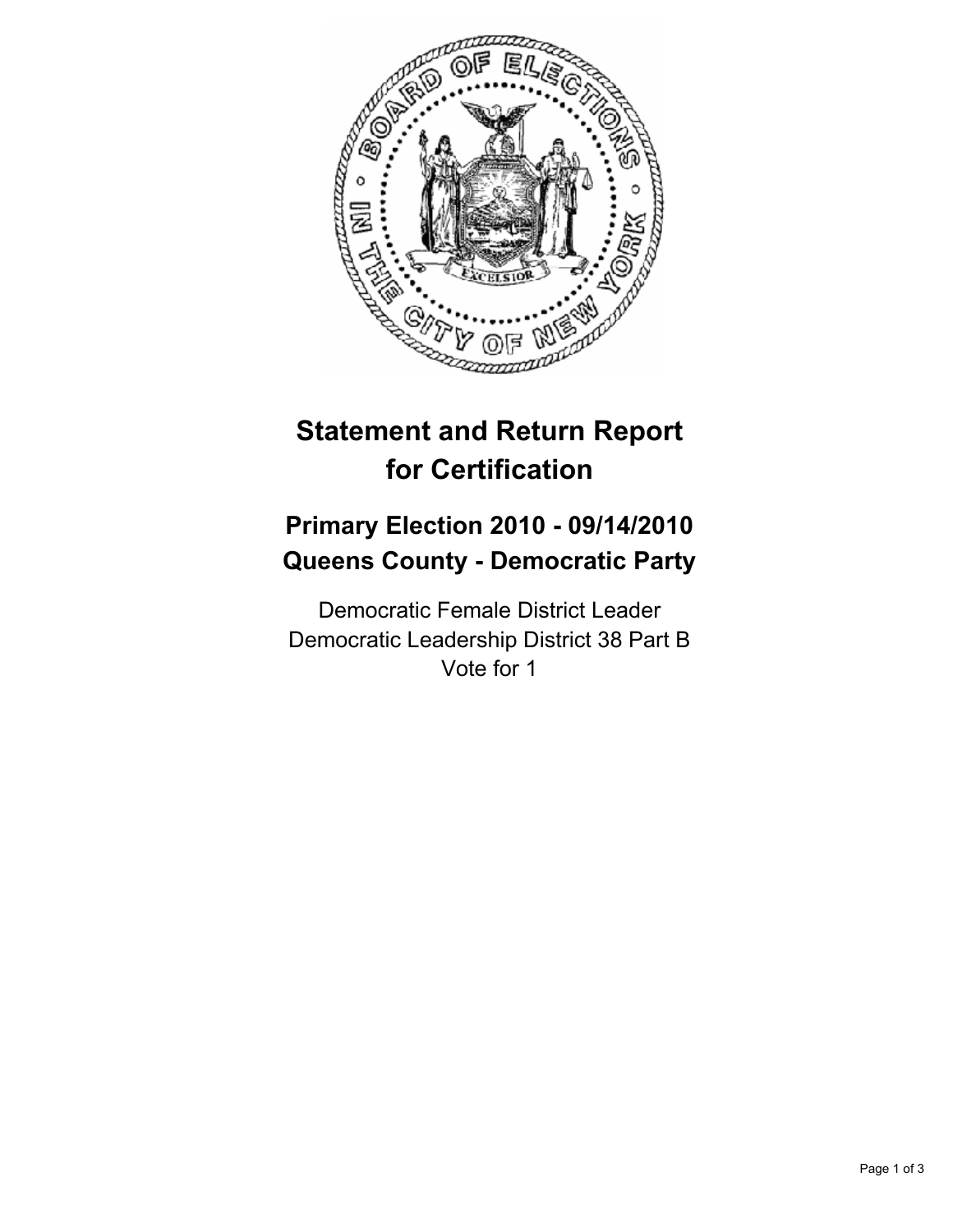# Statement and Return Report for Certification

## Primary Election 2010 - 09/14/2010
## Queens County - Democratic Party

Democratic Female District Leader
Democratic Leadership District 38 Part B
Vote for 1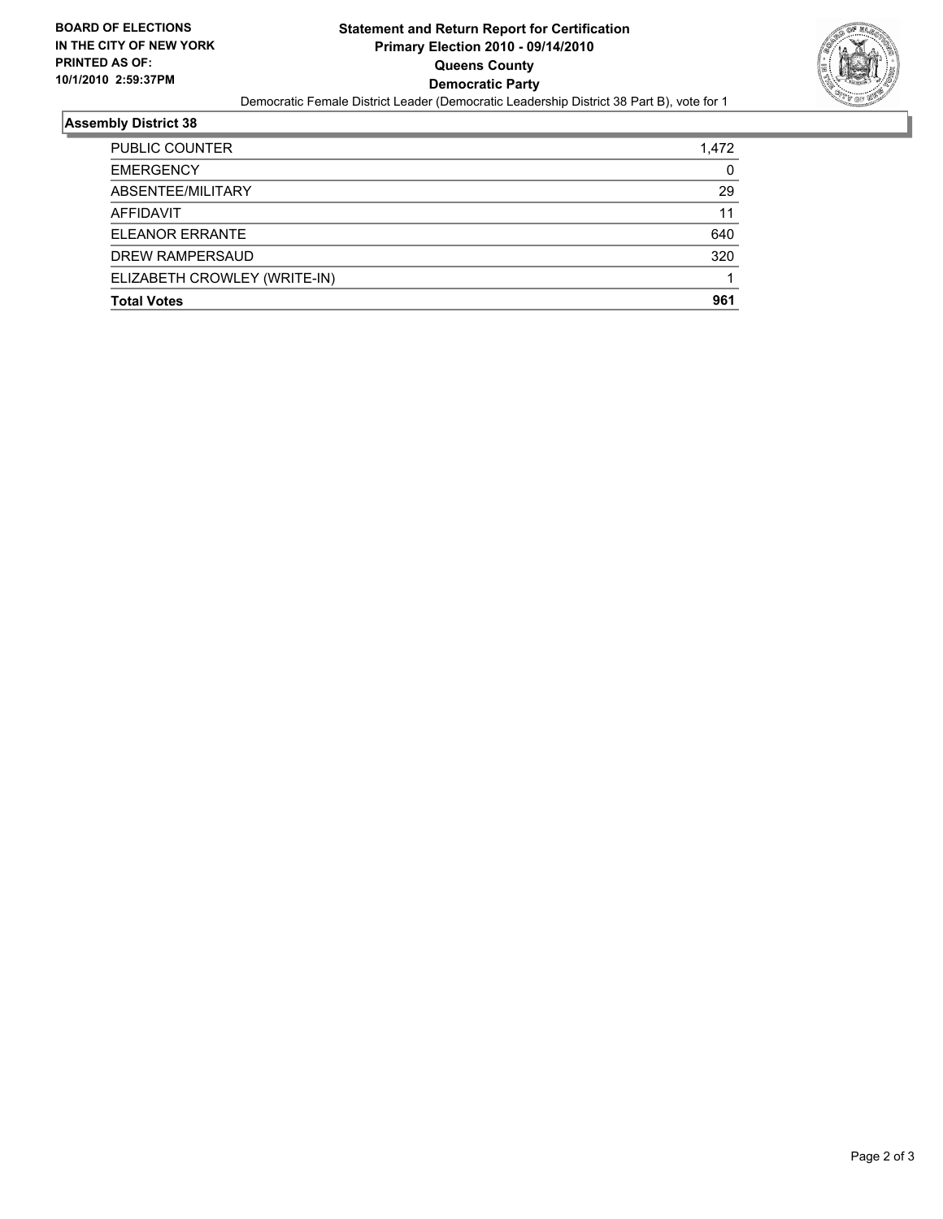BOARD OF ELECTIONS
IN THE CITY OF NEW YORK
PRINTED AS OF:
10/1/2010 2:59:37PM

**Statement and Return Report for Certification**
**Primary Election 2010 - 09/14/2010**
**Queens County**
**Democratic Party**
Democratic Female District Leader (Democratic Leadership District 38 Part B), vote for 1

## Assembly District 38

| | |
|---|---|
| PUBLIC COUNTER | 1,472 |
| EMERGENCY | 0 |
| ABSENTEE/MILITARY | 29 |
| AFFIDAVIT | 11 |
| ELEANOR ERRANTE | 640 |
| DREW RAMPERSAUD | 320 |
| ELIZABETH CROWLEY (WRITE-IN) | 1 |
| **Total Votes** | **961** |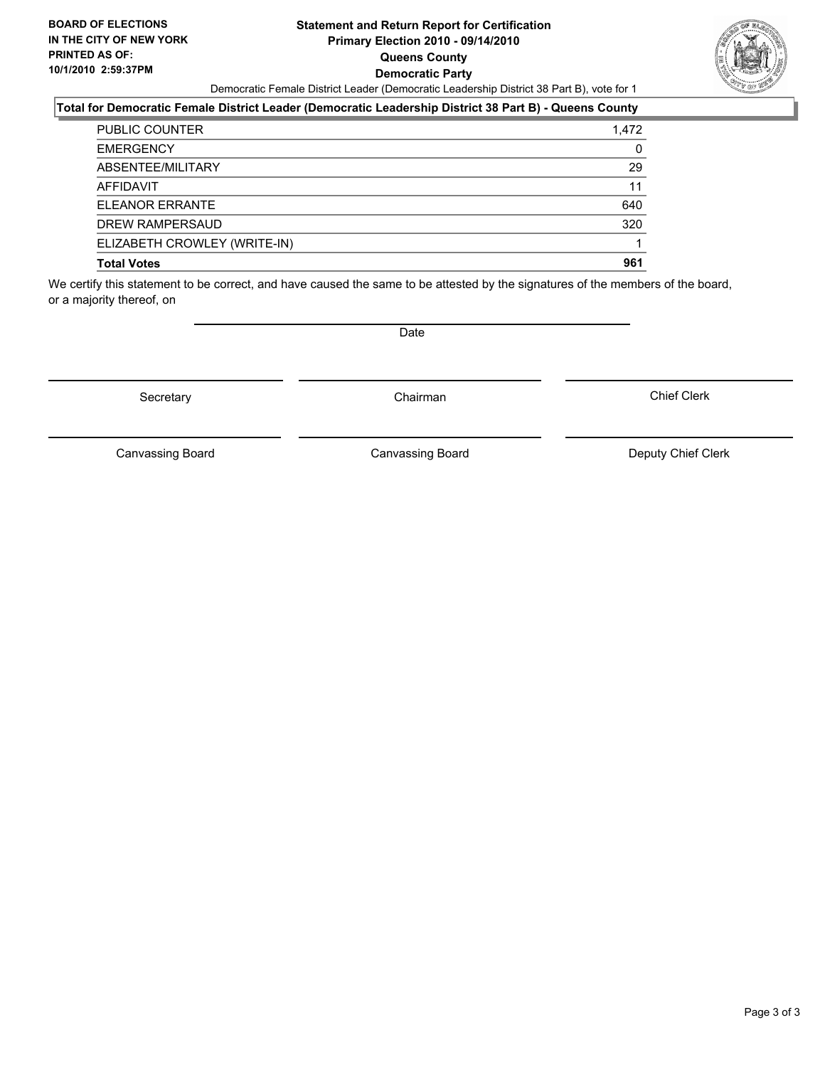**BOARD OF ELECTIONS IN THE CITY OF NEW YORK PRINTED AS OF: 10/1/2010 2:59:37PM**

**Statement and Return Report for Certification**
**Primary Election 2010 - 09/14/2010**
**Queens County**
**Democratic Party**

Democratic Female District Leader (Democratic Leadership District 38 Part B), vote for 1

**Total for Democratic Female District Leader (Democratic Leadership District 38 Part B) - Queens County**

| | |
|---|---|
| PUBLIC COUNTER | 1,472 |
| EMERGENCY | 0 |
| ABSENTEE/MILITARY | 29 |
| AFFIDAVIT | 11 |
| ELEANOR ERRANTE | 640 |
| DREW RAMPERSAUD | 320 |
| ELIZABETH CROWLEY (WRITE-IN) | 1 |
| **Total Votes** | **961** |

We certify this statement to be correct, and have caused the same to be attested by the signatures of the members of the board, or a majority thereof, on

Date

Secretary

Chairman

Chief Clerk

Canvassing Board

Canvassing Board

Deputy Chief Clerk